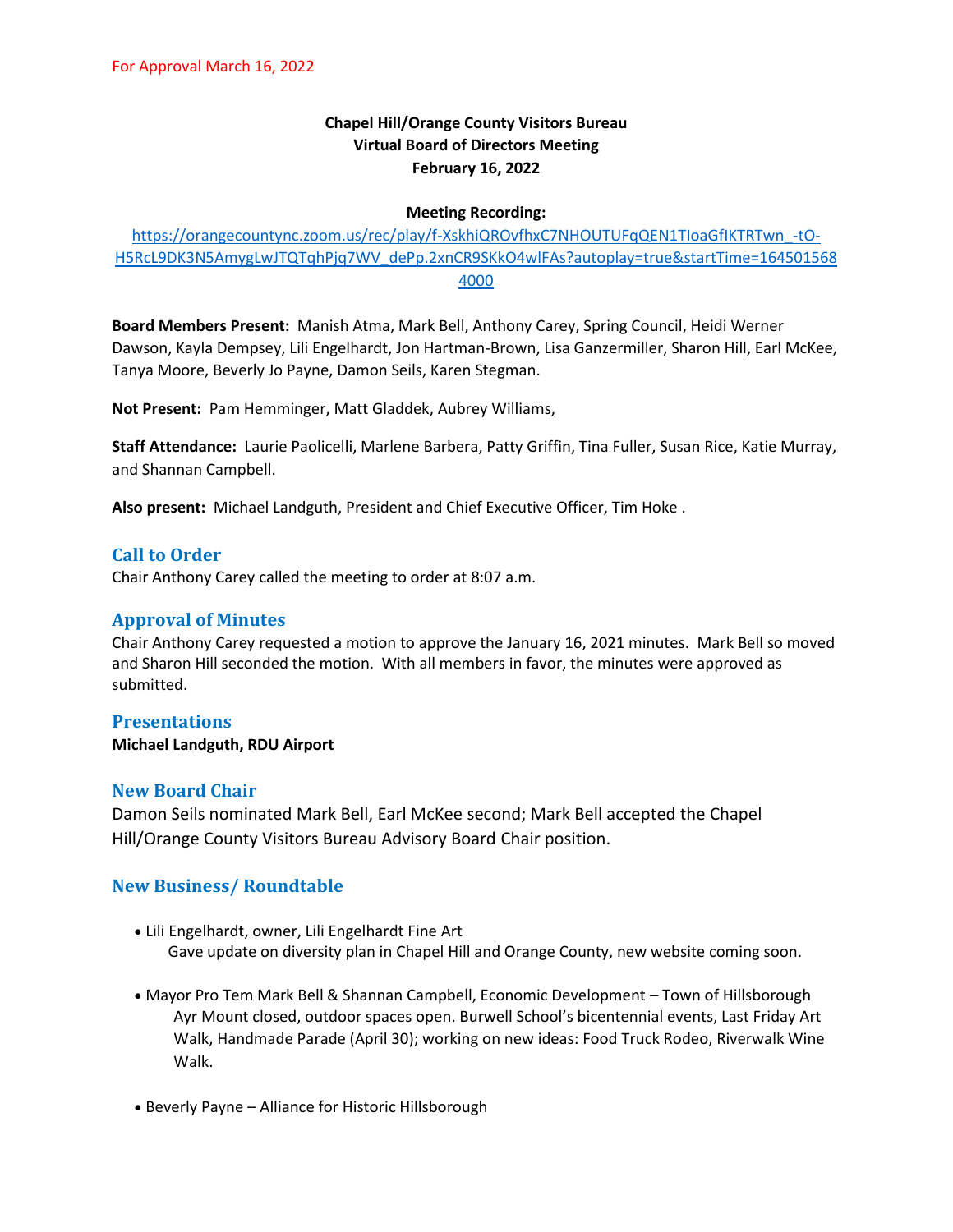For Approval March 16, 2022

**Chapel Hill/Orange County Visitors Bureau**
**Virtual Board of Directors Meeting**
**February 16, 2022**

**Meeting Recording:**
[https://orangecountync.zoom.us/rec/play/f-XskhiQROvfhxC7NHOUTUFqQEN1TIoaGfIKTRTwn_-tO-H5RcL9DK3N5AmygLwJTQTqhPjq7WV_dePp.2xnCR9SKkO4wIFAs?autoplay=true&startTime=1645015684000](https://orangecountync.zoom.us/rec/play/f-XskhiQROvfhxC7NHOUTUFqQEN1TIoaGfIKTRTwn_-tO-H5RcL9DK3N5AmygLwJTQTqhPjq7WV_dePp.2xnCR9SKkO4wIFAs?autoplay=true&startTime=1645015684000)

**Board Members Present:** Manish Atma, Mark Bell, Anthony Carey, Spring Council, Heidi Werner Dawson, Kayla Dempsey, Lili Engelhardt, Jon Hartman-Brown, Lisa Ganzermiller, Sharon Hill, Earl McKee, Tanya Moore, Beverly Jo Payne, Damon Seils, Karen Stegman.

**Not Present:** Pam Hemminger, Matt Gladdek, Aubrey Williams,

**Staff Attendance:** Laurie Paolicelli, Marlene Barbera, Patty Griffin, Tina Fuller, Susan Rice, Katie Murray, and Shannan Campbell.

**Also present:** Michael Landguth, President and Chief Executive Officer, Tim Hoke .

## Call to Order

Chair Anthony Carey called the meeting to order at 8:07 a.m.

## Approval of Minutes

Chair Anthony Carey requested a motion to approve the January 16, 2021 minutes. Mark Bell so moved and Sharon Hill seconded the motion. With all members in favor, the minutes were approved as submitted.

## Presentations

**Michael Landguth, RDU Airport**

## New Board Chair

Damon Seils nominated Mark Bell, Earl McKee second; Mark Bell accepted the Chapel Hill/Orange County Visitors Bureau Advisory Board Chair position.

## New Business/ Roundtable

- Lili Engelhardt, owner, Lili Engelhardt Fine Art
  Gave update on diversity plan in Chapel Hill and Orange County, new website coming soon.

- Mayor Pro Tem Mark Bell & Shannan Campbell, Economic Development – Town of Hillsborough
  Ayr Mount closed, outdoor spaces open. Burwell School's bicentennial events, Last Friday Art Walk, Handmade Parade (April 30); working on new ideas: Food Truck Rodeo, Riverwalk Wine Walk.

- Beverly Payne – Alliance for Historic Hillsborough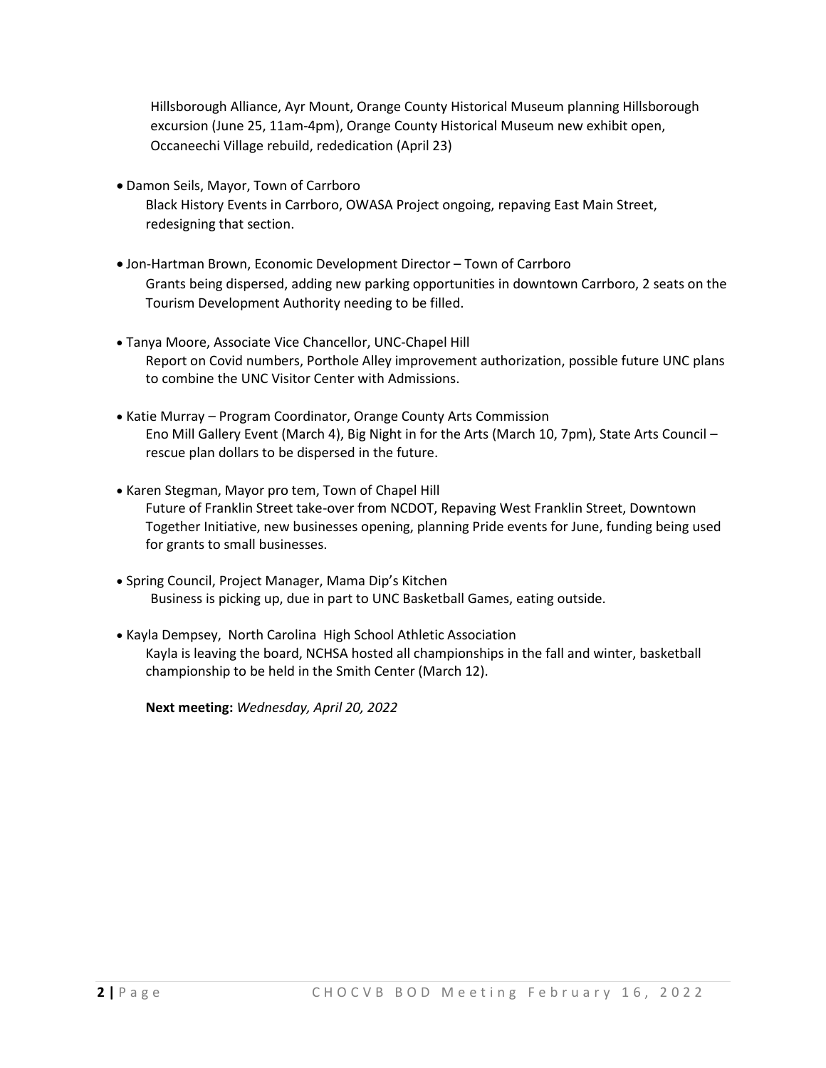Hillsborough Alliance, Ayr Mount, Orange County Historical Museum planning Hillsborough excursion (June 25, 11am-4pm), Orange County Historical Museum new exhibit open, Occaneechi Village rebuild, rededication (April 23)

- Damon Seils, Mayor, Town of Carrboro
  Black History Events in Carrboro, OWASA Project ongoing, repaving East Main Street, redesigning that section.

- Jon-Hartman Brown, Economic Development Director – Town of Carrboro
  Grants being dispersed, adding new parking opportunities in downtown Carrboro, 2 seats on the Tourism Development Authority needing to be filled.

- Tanya Moore, Associate Vice Chancellor, UNC-Chapel Hill
  Report on Covid numbers, Porthole Alley improvement authorization, possible future UNC plans to combine the UNC Visitor Center with Admissions.

- Katie Murray – Program Coordinator, Orange County Arts Commission
  Eno Mill Gallery Event (March 4), Big Night in for the Arts (March 10, 7pm), State Arts Council – rescue plan dollars to be dispersed in the future.

- Karen Stegman, Mayor pro tem, Town of Chapel Hill
  Future of Franklin Street take-over from NCDOT, Repaving West Franklin Street, Downtown Together Initiative, new businesses opening, planning Pride events for June, funding being used for grants to small businesses.

- Spring Council, Project Manager, Mama Dip's Kitchen
  Business is picking up, due in part to UNC Basketball Games, eating outside.

- Kayla Dempsey, North Carolina High School Athletic Association
  Kayla is leaving the board, NCHSA hosted all championships in the fall and winter, basketball championship to be held in the Smith Center (March 12).

**Next meeting:** *Wednesday, April 20, 2022*